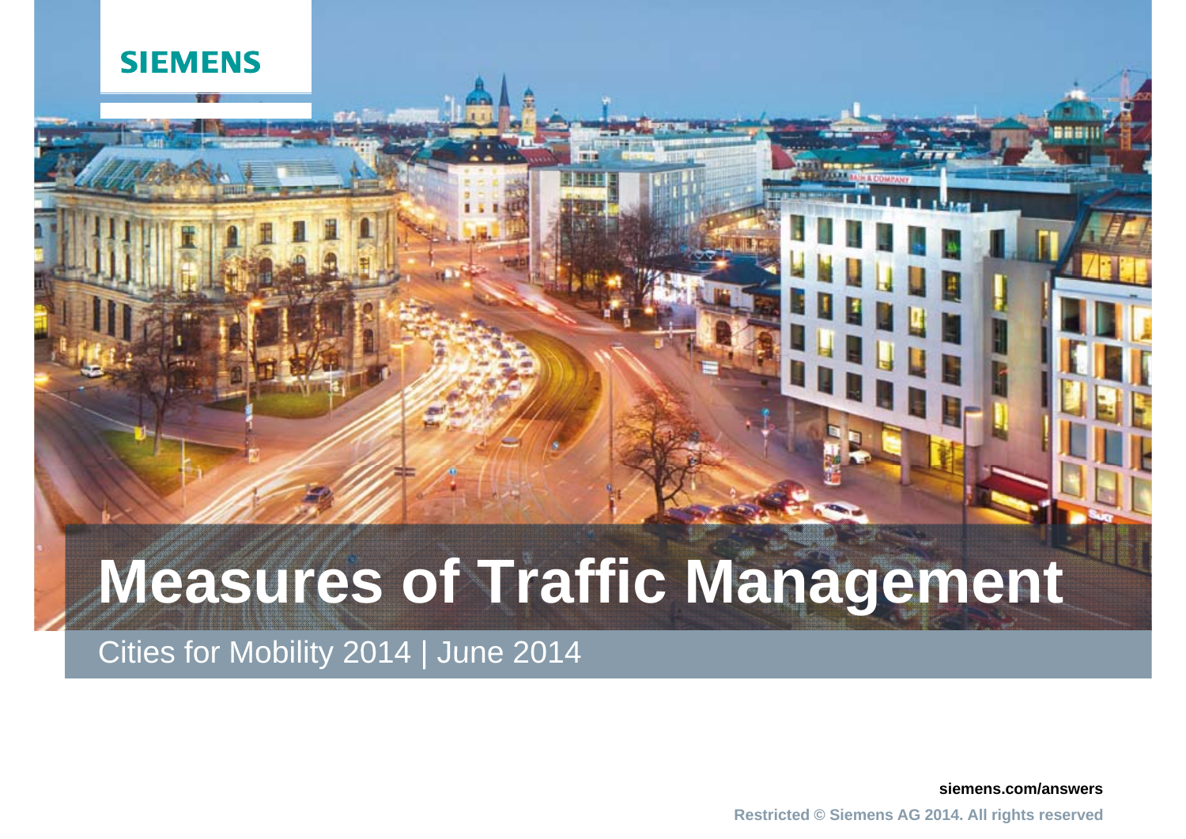SIEMENS

# Measures of Traffic Management

Cities for Mobility 2014 | June 2014

siemens.com/answers

Restricted © Siemens AG 2014. All rights reserved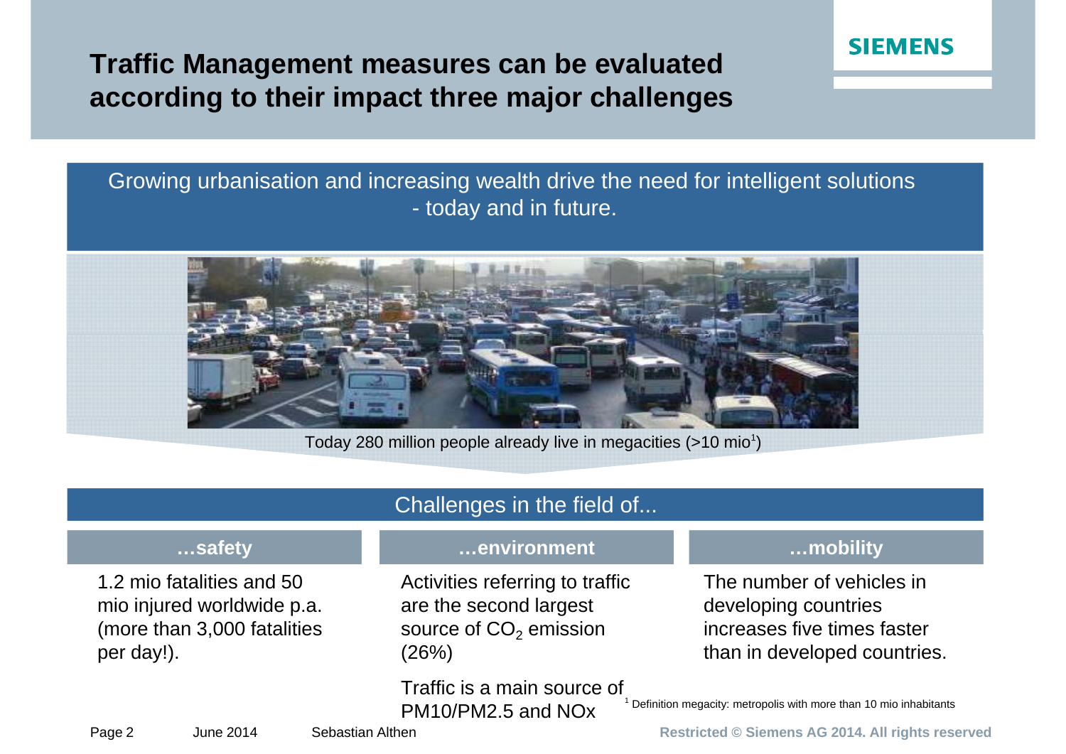# Traffic Management measures can be evaluated according to their impact three major challenges

Growing urbanisation and increasing wealth drive the need for intelligent solutions - today and in future.

Today 280 million people already live in megacities (>10 mio[1])

## Challenges in the field of...

### …safety

1.2 mio fatalities and 50 mio injured worldwide p.a. (more than 3,000 fatalities per day!).

### …environment

Activities referring to traffic are the second largest source of $CO_2$ emission (26%)

Traffic is a main source of PM10/PM2.5 and NOx

### …mobility

The number of vehicles in developing countries increases five times faster than in developed countries.

[1] Definition megacity: metropolis with more than 10 mio inhabitants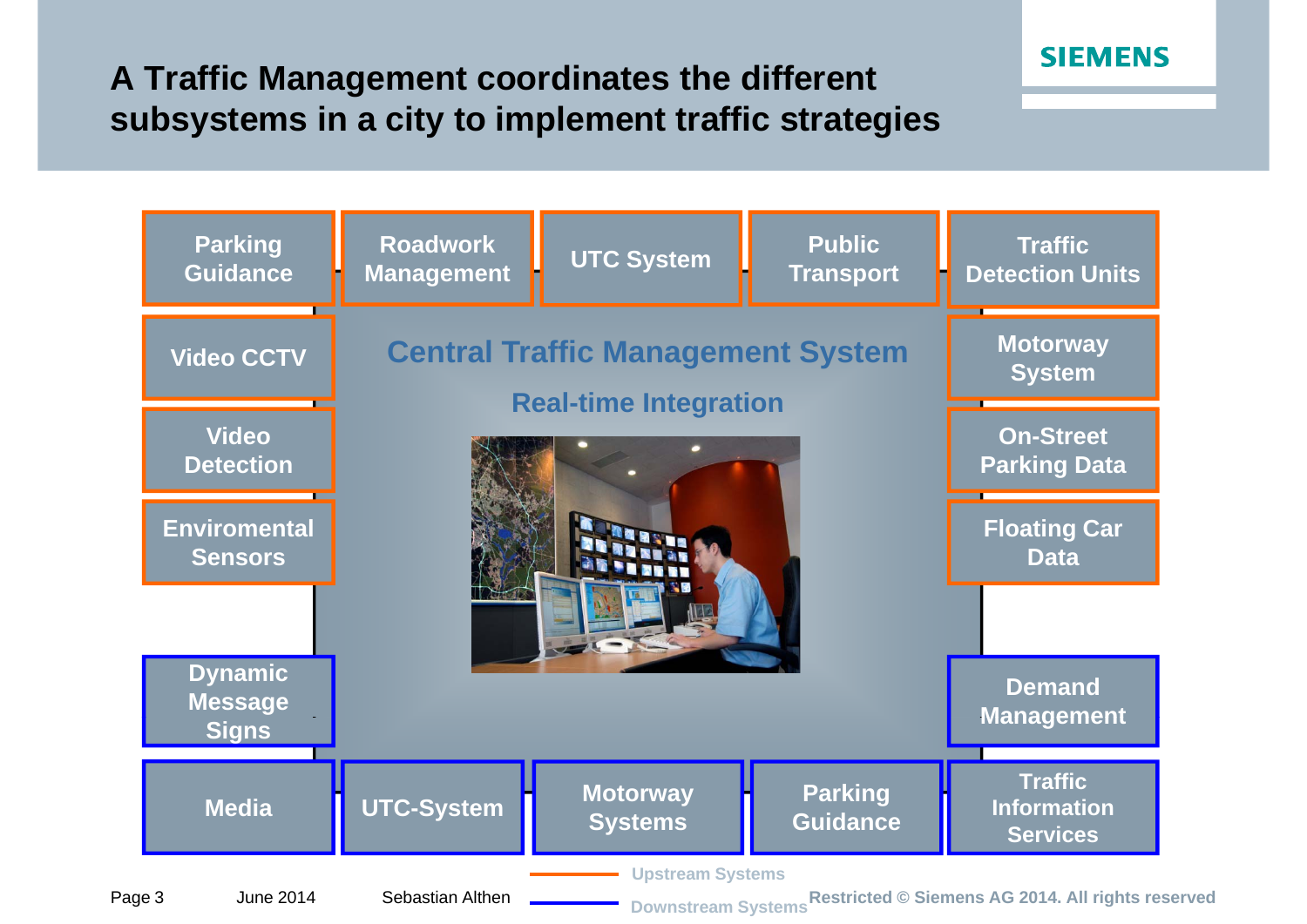# A Traffic Management coordinates the different subsystems in a city to implement traffic strategies

**Central Traffic Management System**

**Real-time Integration**

Upstream Systems:

- Parking Guidance
- Roadwork Management
- UTC System
- Public Transport
- Traffic Detection Units
- Video CCTV
- Video Detection
- Enviromental Sensors
- Motorway System
- On-Street Parking Data
- Floating Car Data

Downstream Systems:

- Dynamic Message Signs
- Media
- UTC-System
- Motorway Systems
- Parking Guidance
- Demand Management
- Traffic Information Services

Legend: Upstream Systems (orange), Downstream Systems (blue)

Restricted © Siemens AG 2014. All rights reserved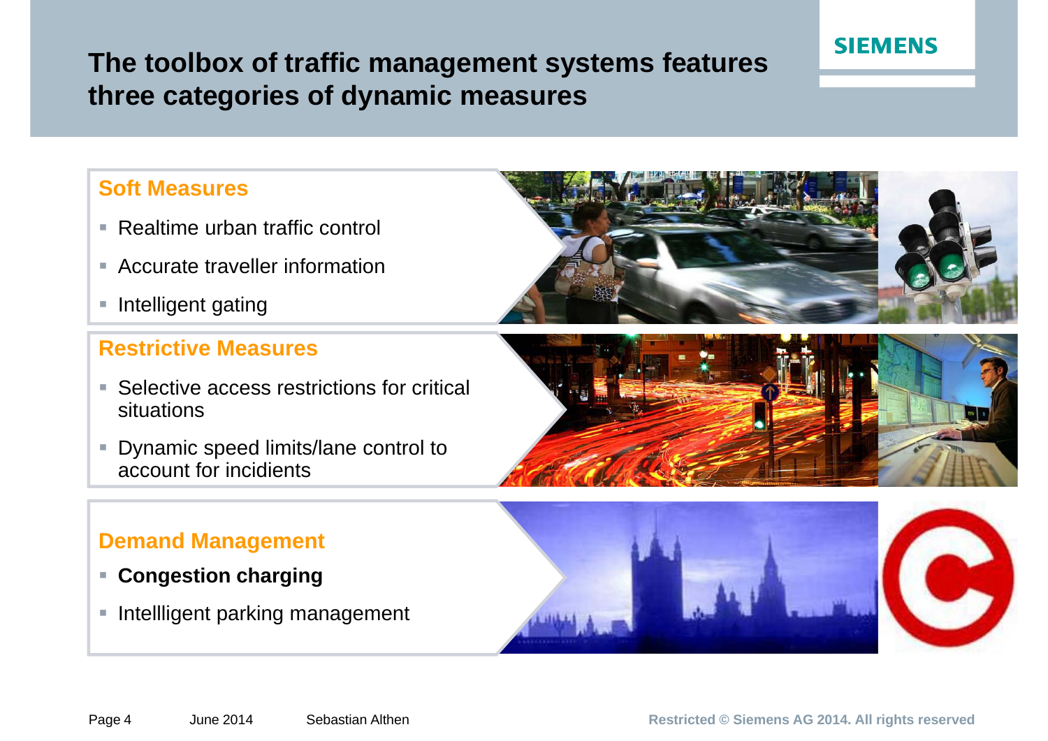# The toolbox of traffic management systems features three categories of dynamic measures

## Soft Measures

- Realtime urban traffic control
- Accurate traveller information
- Intelligent gating

## Restrictive Measures

- Selective access restrictions for critical situations
- Dynamic speed limits/lane control to account for incidients

## Demand Management

- **Congestion charging**
- Intellligent parking management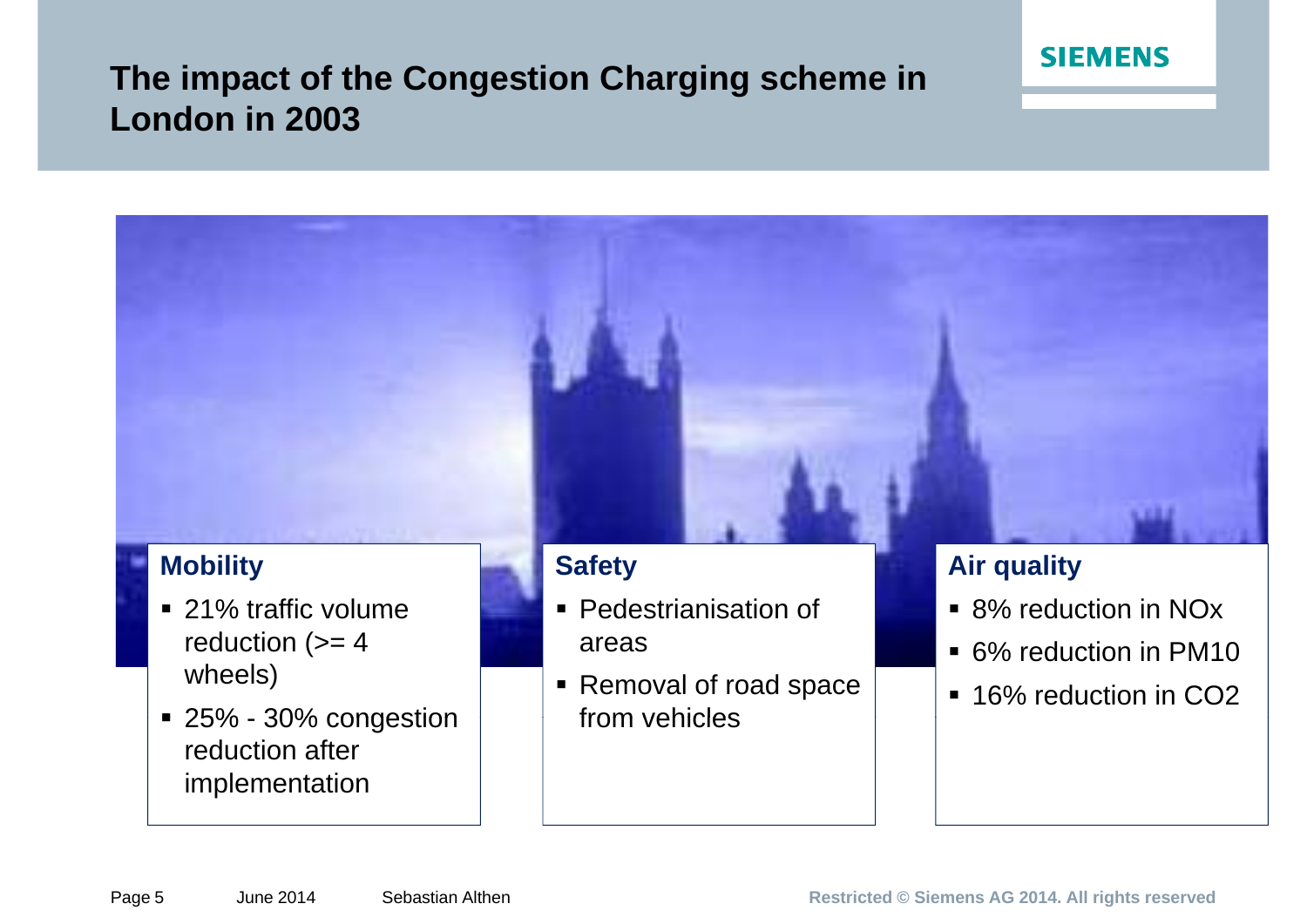# The impact of the Congestion Charging scheme in London in 2003

### Mobility

- 21% traffic volume reduction (>= 4 wheels)
- 25% - 30% congestion reduction after implementation

### Safety

- Pedestrianisation of areas
- Removal of road space from vehicles

### Air quality

- 8% reduction in $NO_x$
- 6% reduction in $PM_{10}$
- 16% reduction in $CO_2$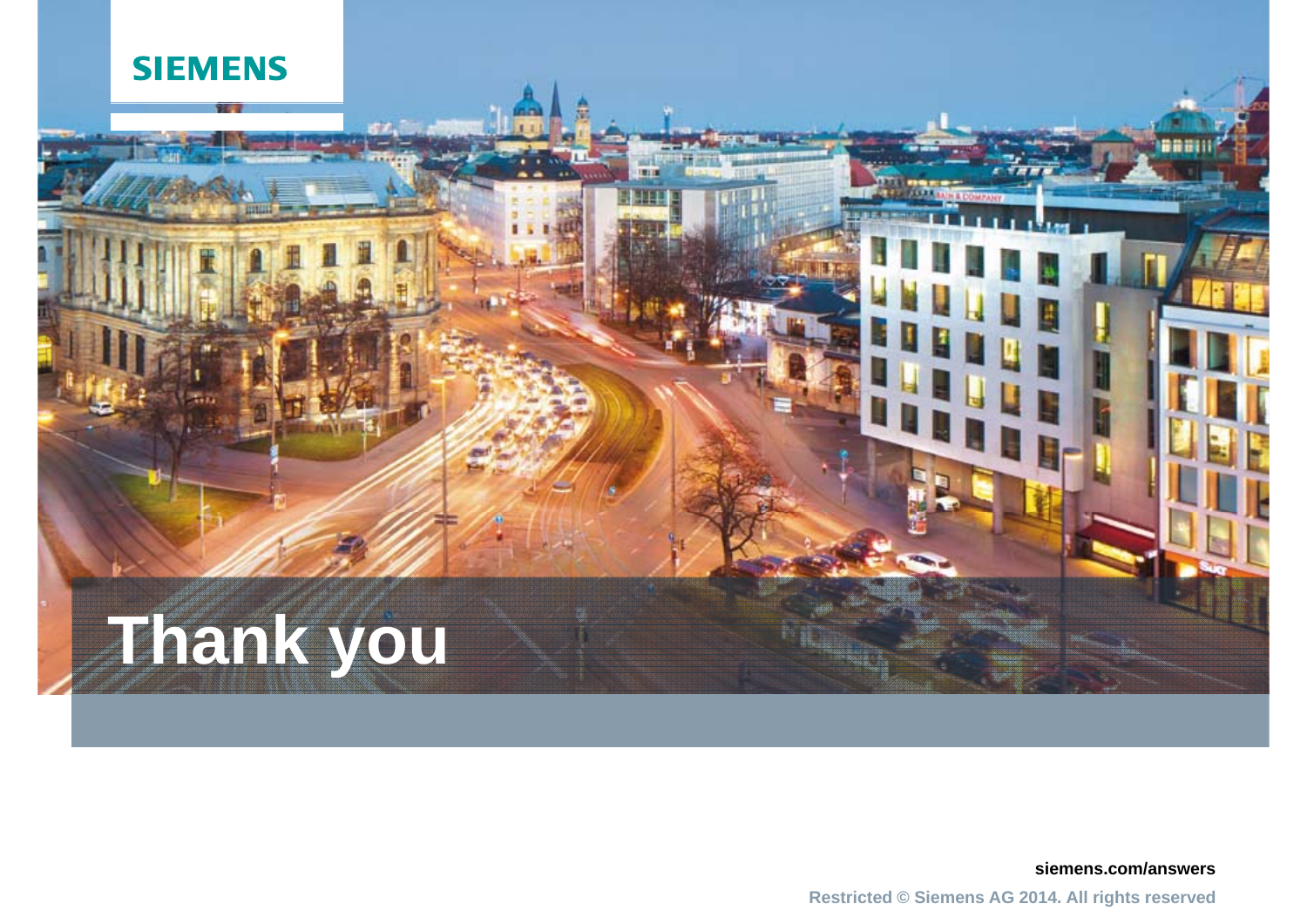SIEMENS

# Thank you

siemens.com/answers

Restricted © Siemens AG 2014. All rights reserved